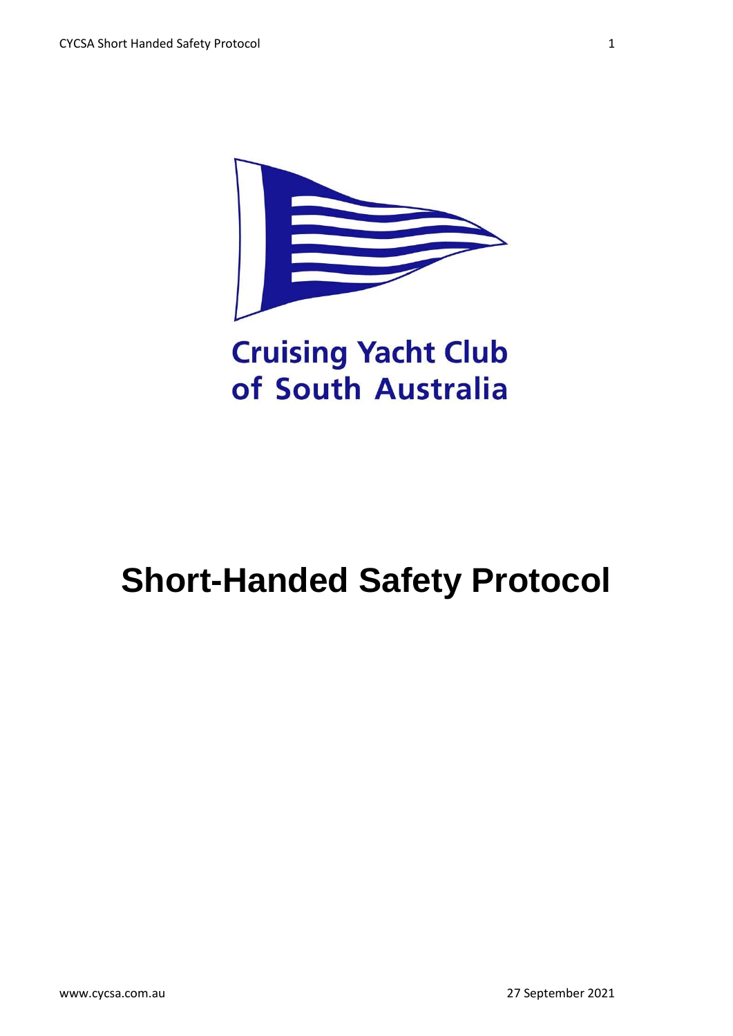Cruising Yacht Club of South Australia

# Short-Handed Safety Protocol

www.cycsa.com.au

27 September 2021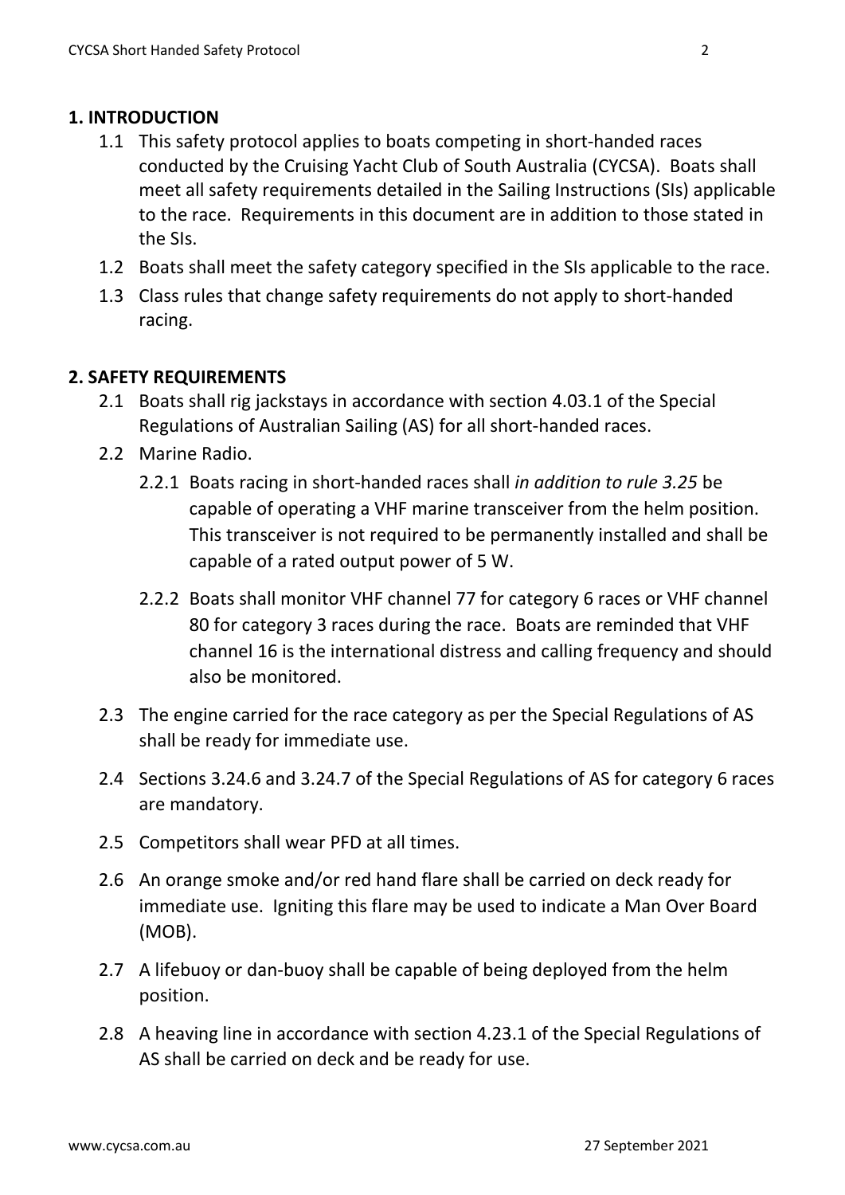## 1. INTRODUCTION

1.1 This safety protocol applies to boats competing in short-handed races conducted by the Cruising Yacht Club of South Australia (CYCSA). Boats shall meet all safety requirements detailed in the Sailing Instructions (SIs) applicable to the race. Requirements in this document are in addition to those stated in the SIs.

1.2 Boats shall meet the safety category specified in the SIs applicable to the race.

1.3 Class rules that change safety requirements do not apply to short-handed racing.

## 2. SAFETY REQUIREMENTS

2.1 Boats shall rig jackstays in accordance with section 4.03.1 of the Special Regulations of Australian Sailing (AS) for all short-handed races.

2.2 Marine Radio.

2.2.1 Boats racing in short-handed races shall *in addition to rule 3.25* be capable of operating a VHF marine transceiver from the helm position. This transceiver is not required to be permanently installed and shall be capable of a rated output power of 5 W.

2.2.2 Boats shall monitor VHF channel 77 for category 6 races or VHF channel 80 for category 3 races during the race. Boats are reminded that VHF channel 16 is the international distress and calling frequency and should also be monitored.

2.3 The engine carried for the race category as per the Special Regulations of AS shall be ready for immediate use.

2.4 Sections 3.24.6 and 3.24.7 of the Special Regulations of AS for category 6 races are mandatory.

2.5 Competitors shall wear PFD at all times.

2.6 An orange smoke and/or red hand flare shall be carried on deck ready for immediate use. Igniting this flare may be used to indicate a Man Over Board (MOB).

2.7 A lifebuoy or dan-buoy shall be capable of being deployed from the helm position.

2.8 A heaving line in accordance with section 4.23.1 of the Special Regulations of AS shall be carried on deck and be ready for use.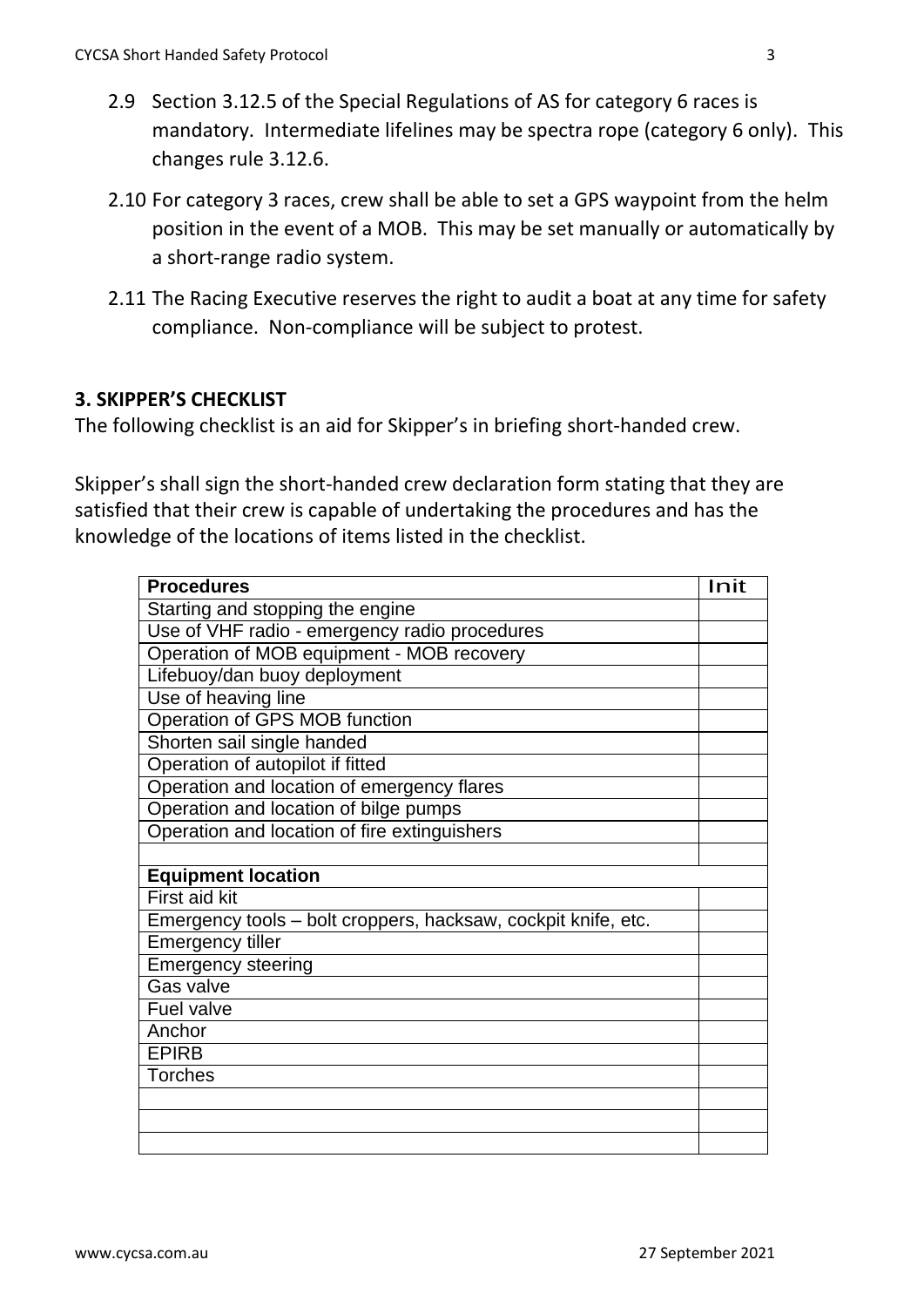2.9 Section 3.12.5 of the Special Regulations of AS for category 6 races is mandatory. Intermediate lifelines may be spectra rope (category 6 only). This changes rule 3.12.6.

2.10 For category 3 races, crew shall be able to set a GPS waypoint from the helm position in the event of a MOB. This may be set manually or automatically by a short-range radio system.

2.11 The Racing Executive reserves the right to audit a boat at any time for safety compliance. Non-compliance will be subject to protest.

## 3. SKIPPER'S CHECKLIST

The following checklist is an aid for Skipper's in briefing short-handed crew.

Skipper's shall sign the short-handed crew declaration form stating that they are satisfied that their crew is capable of undertaking the procedures and has the knowledge of the locations of items listed in the checklist.

| **Procedures** | Init |
|---|---|
| Starting and stopping the engine | |
| Use of VHF radio - emergency radio procedures | |
| Operation of MOB equipment - MOB recovery | |
| Lifebuoy/dan buoy deployment | |
| Use of heaving line | |
| Operation of GPS MOB function | |
| Shorten sail single handed | |
| Operation of autopilot if fitted | |
| Operation and location of emergency flares | |
| Operation and location of bilge pumps | |
| Operation and location of fire extinguishers | |
| | |
| **Equipment location** | |
| First aid kit | |
| Emergency tools – bolt croppers, hacksaw, cockpit knife, etc. | |
| Emergency tiller | |
| Emergency steering | |
| Gas valve | |
| Fuel valve | |
| Anchor | |
| EPIRB | |
| Torches | |
| | |
| | |
| | |